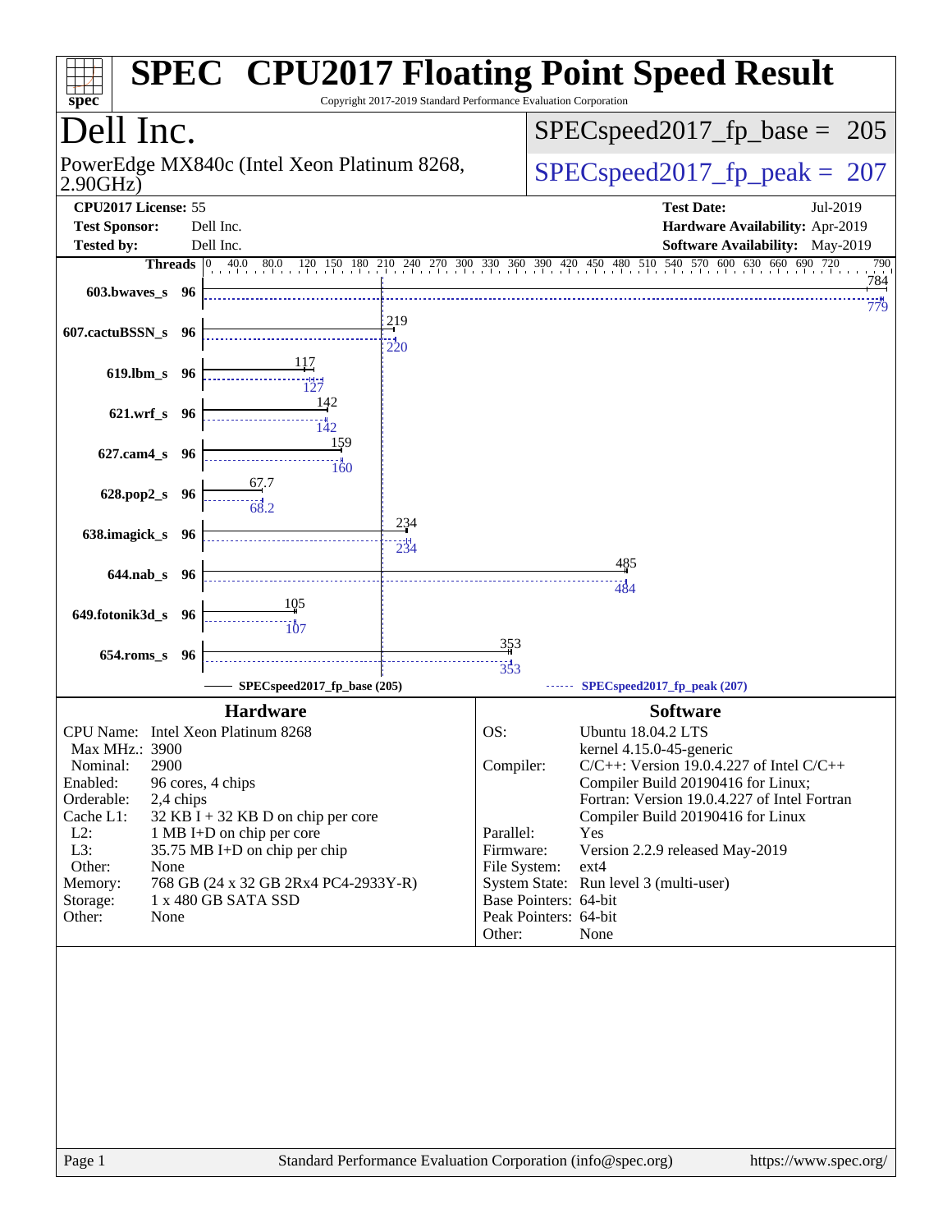# SPEC CPU2017 Floating Point Speed Result

Copyright 2017-2019 Standard Performance Evaluation Corporation

## Dell Inc.

PowerEdge MX840c (Intel Xeon Platinum 8268, 2.90GHz)

SPECspeed2017_fp_base = 205

SPECspeed2017_fp_peak = 207

**CPU2017 License:** 55
**Test Sponsor:** Dell Inc.
**Tested by:** Dell Inc.

**Test Date:** Jul-2019
**Hardware Availability:** Apr-2019
**Software Availability:** May-2019

| Benchmark | Threads | Base | Peak |
|---|---|---|---|
| 603.bwaves_s | 96 | 784 | 779 |
| 607.cactuBSSN_s | 96 | 219 | 220 |
| 619.lbm_s | 96 | 117 | 127 |
| 621.wrf_s | 96 | 142 | 142 |
| 627.cam4_s | 96 | 159 | 160 |
| 628.pop2_s | 96 | 67.7 | 68.2 |
| 638.imagick_s | 96 | 234 | 234 |
| 644.nab_s | 96 | 485 | 484 |
| 649.fotonik3d_s | 96 | 105 | 107 |
| 654.roms_s | 96 | 353 | 353 |

SPECspeed2017_fp_base (205) — SPECspeed2017_fp_peak (207)

### Hardware

| | |
|---|---|
| CPU Name: | Intel Xeon Platinum 8268 |
| Max MHz.: | 3900 |
| Nominal: | 2900 |
| Enabled: | 96 cores, 4 chips |
| Orderable: | 2,4 chips |
| Cache L1: | 32 KB I + 32 KB D on chip per core |
| L2: | 1 MB I+D on chip per core |
| L3: | 35.75 MB I+D on chip per chip |
| Other: | None |
| Memory: | 768 GB (24 x 32 GB 2Rx4 PC4-2933Y-R) |
| Storage: | 1 x 480 GB SATA SSD |
| Other: | None |

### Software

| | |
|---|---|
| OS: | Ubuntu 18.04.2 LTS<br>kernel 4.15.0-45-generic |
| Compiler: | C/C++: Version 19.0.4.227 of Intel C/C++ Compiler Build 20190416 for Linux;<br>Fortran: Version 19.0.4.227 of Intel Fortran Compiler Build 20190416 for Linux |
| Parallel: | Yes |
| Firmware: | Version 2.2.9 released May-2019 |
| File System: | ext4 |
| System State: | Run level 3 (multi-user) |
| Base Pointers: | 64-bit |
| Peak Pointers: | 64-bit |
| Other: | None |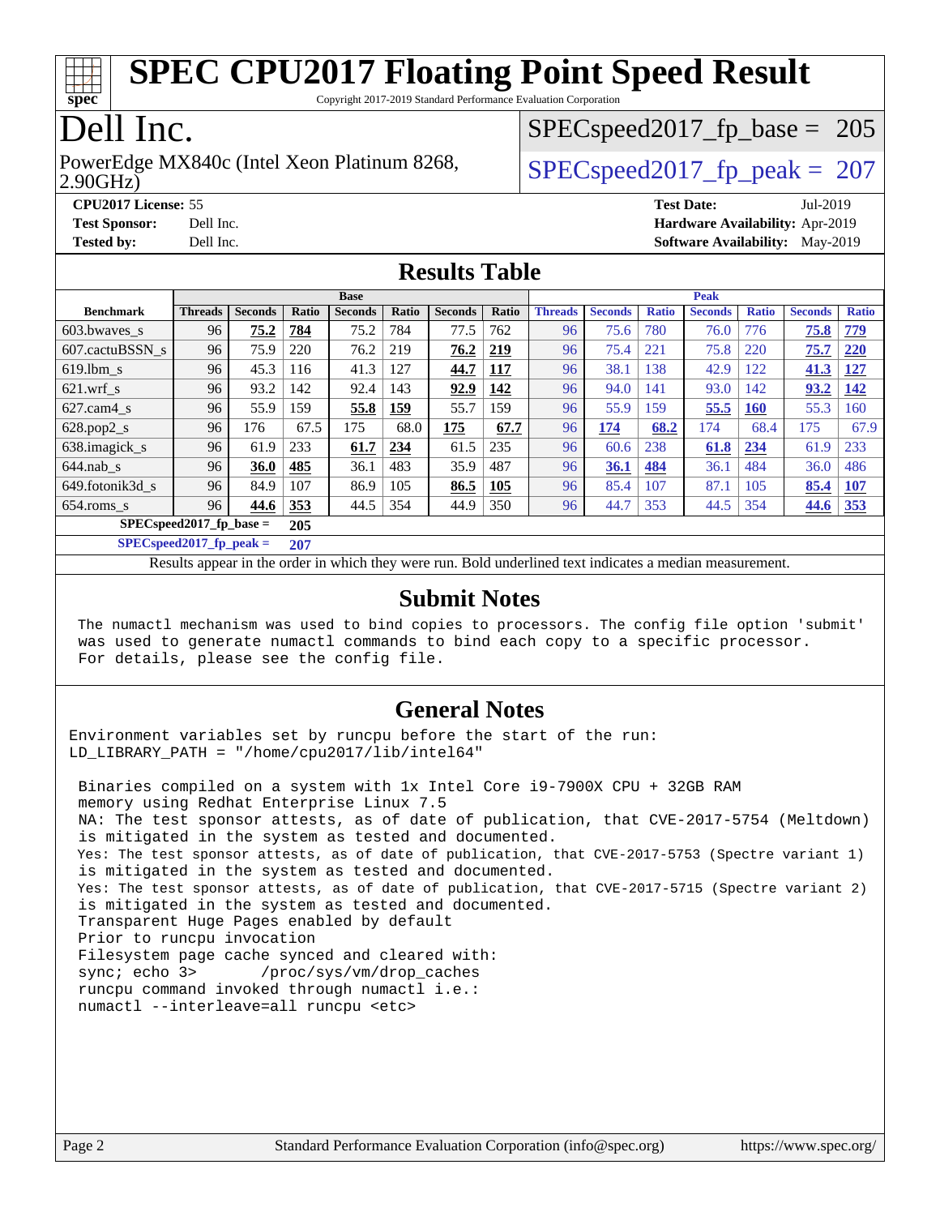# SPEC CPU2017 Floating Point Speed Result

Copyright 2017-2019 Standard Performance Evaluation Corporation

## Dell Inc.

PowerEdge MX840c (Intel Xeon Platinum 8268, 2.90GHz)

SPECspeed2017_fp_base = 205

SPECspeed2017_fp_peak = 207

**CPU2017 License:** 55
**Test Sponsor:** Dell Inc.
**Tested by:** Dell Inc.

**Test Date:** Jul-2019
**Hardware Availability:** Apr-2019
**Software Availability:** May-2019

## Results Table

| | Base | | | | | | | Peak | | | | | | |
|---|---|---|---|---|---|---|---|---|---|---|---|---|---|---|
| **Benchmark** | **Threads** | **Seconds** | **Ratio** | **Seconds** | **Ratio** | **Seconds** | **Ratio** | **Threads** | **Seconds** | **Ratio** | **Seconds** | **Ratio** | **Seconds** | **Ratio** |
| 603.bwaves_s | 96 | **75.2** | **784** | 75.2 | 784 | 77.5 | 762 | 96 | 75.6 | 780 | 76.0 | 776 | **75.8** | **779** |
| 607.cactuBSSN_s | 96 | 75.9 | 220 | 76.2 | 219 | **76.2** | **219** | 96 | 75.4 | 221 | 75.8 | 220 | **75.7** | **220** |
| 619.lbm_s | 96 | 45.3 | 116 | 41.3 | 127 | **44.7** | **117** | 96 | 38.1 | 138 | 42.9 | 122 | **41.3** | **127** |
| 621.wrf_s | 96 | 93.2 | 142 | 92.4 | 143 | **92.9** | **142** | 96 | 94.0 | 141 | 93.0 | 142 | **93.2** | **142** |
| 627.cam4_s | 96 | 55.9 | 159 | **55.8** | **159** | 55.7 | 159 | 96 | 55.9 | 159 | **55.5** | **160** | 55.3 | 160 |
| 628.pop2_s | 96 | 176 | 67.5 | 175 | 68.0 | **175** | **67.7** | 96 | **174** | **68.2** | 174 | 68.4 | 175 | 67.9 |
| 638.imagick_s | 96 | 61.9 | 233 | **61.7** | **234** | 61.5 | 235 | 96 | 60.6 | 238 | **61.8** | **234** | 61.9 | 233 |
| 644.nab_s | 96 | **36.0** | **485** | 36.1 | 483 | 35.9 | 487 | 96 | **36.1** | **484** | 36.1 | 484 | 36.0 | 486 |
| 649.fotonik3d_s | 96 | 84.9 | 107 | 86.9 | 105 | **86.5** | **105** | 96 | 85.4 | 107 | 87.1 | 105 | **85.4** | **107** |
| 654.roms_s | 96 | **44.6** | **353** | 44.5 | 354 | 44.9 | 350 | 96 | 44.7 | 353 | 44.5 | 354 | **44.6** | **353** |

**SPECspeed2017_fp_base = 205**

**SPECspeed2017_fp_peak = 207**

Results appear in the order in which they were run. Bold underlined text indicates a median measurement.

## Submit Notes

```
The numactl mechanism was used to bind copies to processors. The config file option 'submit'
was used to generate numactl commands to bind each copy to a specific processor.
For details, please see the config file.
```

## General Notes

```
Environment variables set by runcpu before the start of the run:
LD_LIBRARY_PATH = "/home/cpu2017/lib/intel64"

 Binaries compiled on a system with 1x Intel Core i9-7900X CPU + 32GB RAM
 memory using Redhat Enterprise Linux 7.5
 NA: The test sponsor attests, as of date of publication, that CVE-2017-5754 (Meltdown)
 is mitigated in the system as tested and documented.
 Yes: The test sponsor attests, as of date of publication, that CVE-2017-5753 (Spectre variant 1)
 is mitigated in the system as tested and documented.
 Yes: The test sponsor attests, as of date of publication, that CVE-2017-5715 (Spectre variant 2)
 is mitigated in the system as tested and documented.
 Transparent Huge Pages enabled by default
 Prior to runcpu invocation
 Filesystem page cache synced and cleared with:
 sync; echo 3>       /proc/sys/vm/drop_caches
 runcpu command invoked through numactl i.e.:
 numactl --interleave=all runcpu <etc>
```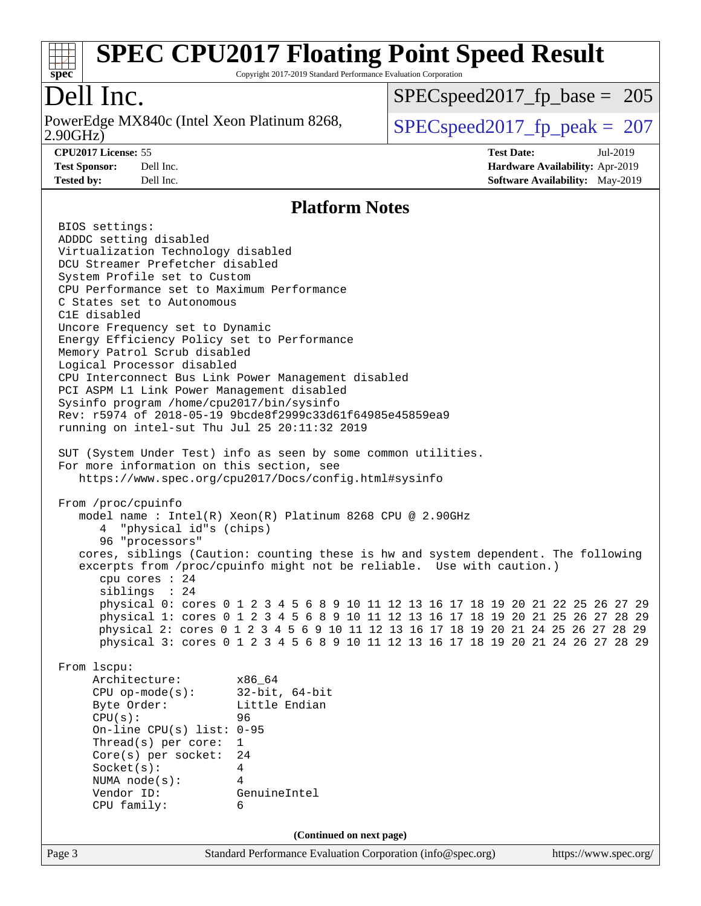# SPEC CPU2017 Floating Point Speed Result

Copyright 2017-2019 Standard Performance Evaluation Corporation

## Dell Inc.

PowerEdge MX840c (Intel Xeon Platinum 8268, 2.90GHz)

SPECspeed2017_fp_base = 205

SPECspeed2017_fp_peak = 207

**CPU2017 License:** 55
**Test Sponsor:** Dell Inc.
**Tested by:** Dell Inc.

**Test Date:** Jul-2019
**Hardware Availability:** Apr-2019
**Software Availability:** May-2019

## Platform Notes

```
BIOS settings:
ADDDC setting disabled
Virtualization Technology disabled
DCU Streamer Prefetcher disabled
System Profile set to Custom
CPU Performance set to Maximum Performance
C States set to Autonomous
C1E disabled
Uncore Frequency set to Dynamic
Energy Efficiency Policy set to Performance
Memory Patrol Scrub disabled
Logical Processor disabled
CPU Interconnect Bus Link Power Management disabled
PCI ASPM L1 Link Power Management disabled
Sysinfo program /home/cpu2017/bin/sysinfo
Rev: r5974 of 2018-05-19 9bcde8f2999c33d61f64985e45859ea9
running on intel-sut Thu Jul 25 20:11:32 2019

SUT (System Under Test) info as seen by some common utilities.
For more information on this section, see
   https://www.spec.org/cpu2017/Docs/config.html#sysinfo

From /proc/cpuinfo
   model name : Intel(R) Xeon(R) Platinum 8268 CPU @ 2.90GHz
      4  "physical id"s (chips)
      96 "processors"
   cores, siblings (Caution: counting these is hw and system dependent. The following
   excerpts from /proc/cpuinfo might not be reliable.  Use with caution.)
      cpu cores : 24
      siblings  : 24
      physical 0: cores 0 1 2 3 4 5 6 8 9 10 11 12 13 16 17 18 19 20 21 22 25 26 27 29
      physical 1: cores 0 1 2 3 4 5 6 8 9 10 11 12 13 16 17 18 19 20 21 25 26 27 28 29
      physical 2: cores 0 1 2 3 4 5 6 9 10 11 12 13 16 17 18 19 20 21 24 25 26 27 28 29
      physical 3: cores 0 1 2 3 4 5 6 8 9 10 11 12 13 16 17 18 19 20 21 24 26 27 28 29

From lscpu:
     Architecture:        x86_64
     CPU op-mode(s):      32-bit, 64-bit
     Byte Order:          Little Endian
     CPU(s):              96
     On-line CPU(s) list: 0-95
     Thread(s) per core:  1
     Core(s) per socket:  24
     Socket(s):           4
     NUMA node(s):        4
     Vendor ID:           GenuineIntel
     CPU family:          6
```

(Continued on next page)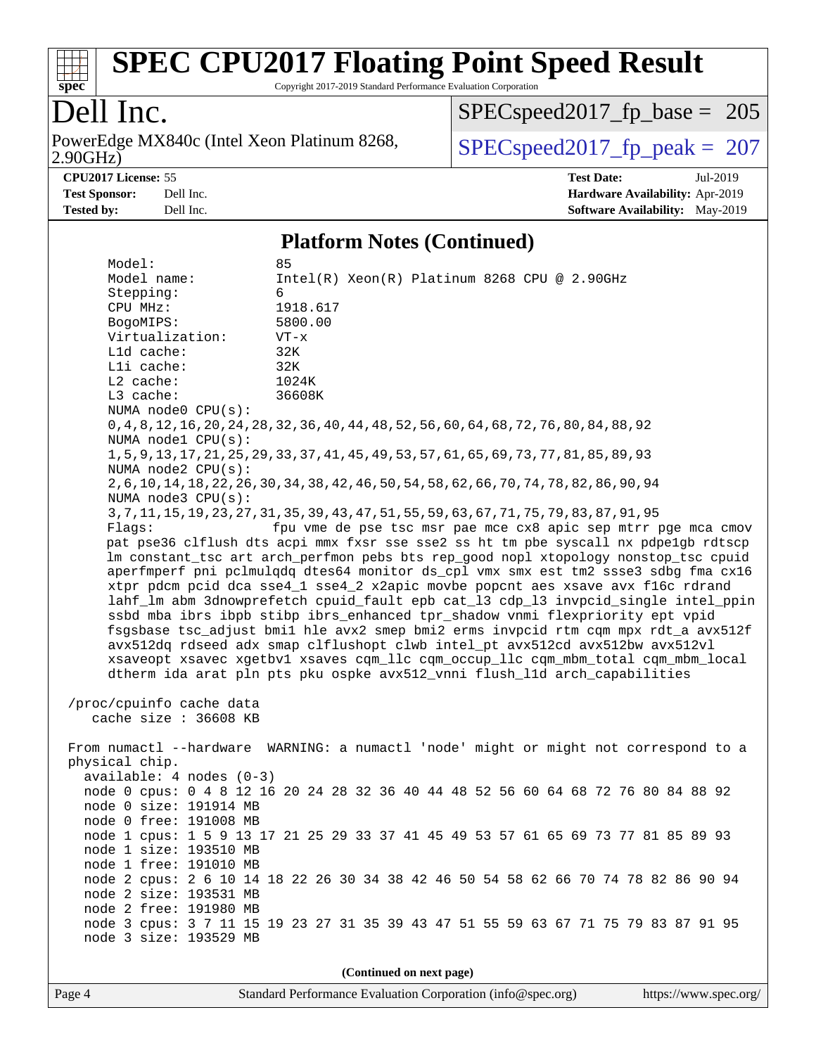## Platform Notes (Continued)

```
Model:                 85
Model name:            Intel(R) Xeon(R) Platinum 8268 CPU @ 2.90GHz
Stepping:              6
CPU MHz:               1918.617
BogoMIPS:              5800.00
Virtualization:        VT-x
L1d cache:             32K
L1i cache:             32K
L2 cache:              1024K
L3 cache:              36608K
NUMA node0 CPU(s):
0,4,8,12,16,20,24,28,32,36,40,44,48,52,56,60,64,68,72,76,80,84,88,92
NUMA node1 CPU(s):
1,5,9,13,17,21,25,29,33,37,41,45,49,53,57,61,65,69,73,77,81,85,89,93
NUMA node2 CPU(s):
2,6,10,14,18,22,26,30,34,38,42,46,50,54,58,62,66,70,74,78,82,86,90,94
NUMA node3 CPU(s):
3,7,11,15,19,23,27,31,35,39,43,47,51,55,59,63,67,71,75,79,83,87,91,95
Flags:                 fpu vme de pse tsc msr pae mce cx8 apic sep mtrr pge mca cmov
pat pse36 clflush dts acpi mmx fxsr sse sse2 ss ht tm pbe syscall nx pdpe1gb rdtscp
lm constant_tsc art arch_perfmon pebs bts rep_good nopl xtopology nonstop_tsc cpuid
aperfmperf pni pclmulqdq dtes64 monitor ds_cpl vmx smx est tm2 ssse3 sdbg fma cx16
xtpr pdcm pcid dca sse4_1 sse4_2 x2apic movbe popcnt aes xsave avx f16c rdrand
lahf_lm abm 3dnowprefetch cpuid_fault epb cat_l3 cdp_l3 invpcid_single intel_ppin
ssbd mba ibrs ibpb stibp ibrs_enhanced tpr_shadow vnmi flexpriority ept vpid
fsgsbase tsc_adjust bmi1 hle avx2 smep bmi2 erms invpcid rtm cqm mpx rdt_a avx512f
avx512dq rdseed adx smap clflushopt clwb intel_pt avx512cd avx512bw avx512vl
xsaveopt xsavec xgetbv1 xsaves cqm_llc cqm_occup_llc cqm_mbm_total cqm_mbm_local
dtherm ida arat pln pts pku ospke avx512_vnni flush_l1d arch_capabilities

/proc/cpuinfo cache data
   cache size : 36608 KB

From numactl --hardware  WARNING: a numactl 'node' might or might not correspond to a
physical chip.
  available: 4 nodes (0-3)
  node 0 cpus: 0 4 8 12 16 20 24 28 32 36 40 44 48 52 56 60 64 68 72 76 80 84 88 92
  node 0 size: 191914 MB
  node 0 free: 191008 MB
  node 1 cpus: 1 5 9 13 17 21 25 29 33 37 41 45 49 53 57 61 65 69 73 77 81 85 89 93
  node 1 size: 193510 MB
  node 1 free: 191010 MB
  node 2 cpus: 2 6 10 14 18 22 26 30 34 38 42 46 50 54 58 62 66 70 74 78 82 86 90 94
  node 2 size: 193531 MB
  node 2 free: 191980 MB
  node 3 cpus: 3 7 11 15 19 23 27 31 35 39 43 47 51 55 59 63 67 71 75 79 83 87 91 95
  node 3 size: 193529 MB
```

(Continued on next page)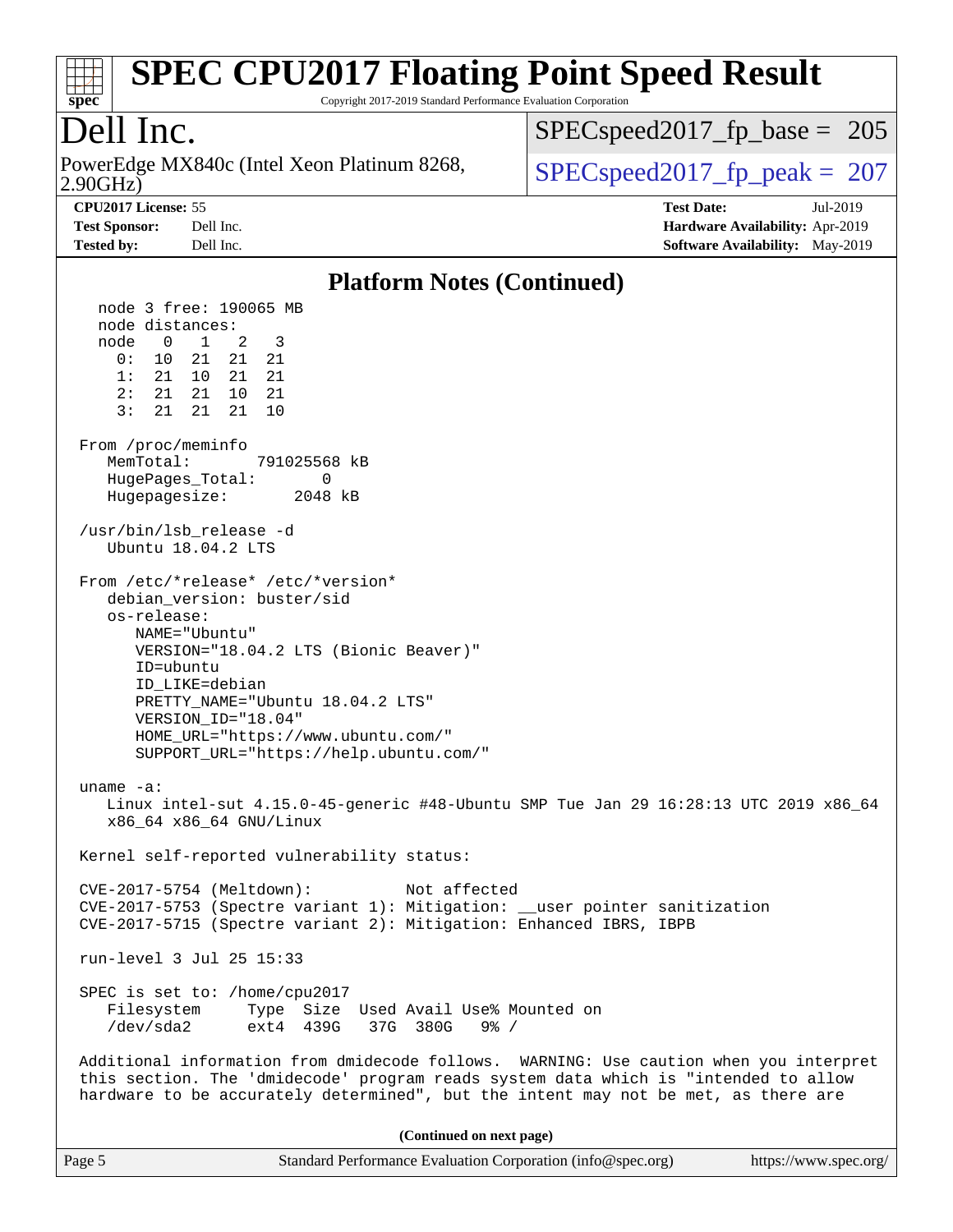## Platform Notes (Continued)

```
   node 3 free: 190065 MB
   node distances:
   node   0   1   2   3
     0:  10  21  21  21
     1:  21  10  21  21
     2:  21  21  10  21
     3:  21  21  21  10

 From /proc/meminfo
    MemTotal:       791025568 kB
    HugePages_Total:       0
    Hugepagesize:       2048 kB

 /usr/bin/lsb_release -d
    Ubuntu 18.04.2 LTS

 From /etc/*release* /etc/*version*
    debian_version: buster/sid
    os-release:
       NAME="Ubuntu"
       VERSION="18.04.2 LTS (Bionic Beaver)"
       ID=ubuntu
       ID_LIKE=debian
       PRETTY_NAME="Ubuntu 18.04.2 LTS"
       VERSION_ID="18.04"
       HOME_URL="https://www.ubuntu.com/"
       SUPPORT_URL="https://help.ubuntu.com/"

 uname -a:
    Linux intel-sut 4.15.0-45-generic #48-Ubuntu SMP Tue Jan 29 16:28:13 UTC 2019 x86_64
    x86_64 x86_64 GNU/Linux

 Kernel self-reported vulnerability status:

 CVE-2017-5754 (Meltdown):          Not affected
 CVE-2017-5753 (Spectre variant 1): Mitigation: __user pointer sanitization
 CVE-2017-5715 (Spectre variant 2): Mitigation: Enhanced IBRS, IBPB

 run-level 3 Jul 25 15:33

 SPEC is set to: /home/cpu2017
    Filesystem     Type  Size  Used Avail Use% Mounted on
    /dev/sda2      ext4  439G   37G  380G   9% /

 Additional information from dmidecode follows.  WARNING: Use caution when you interpret
 this section. The 'dmidecode' program reads system data which is "intended to allow
 hardware to be accurately determined", but the intent may not be met, as there are
```

(Continued on next page)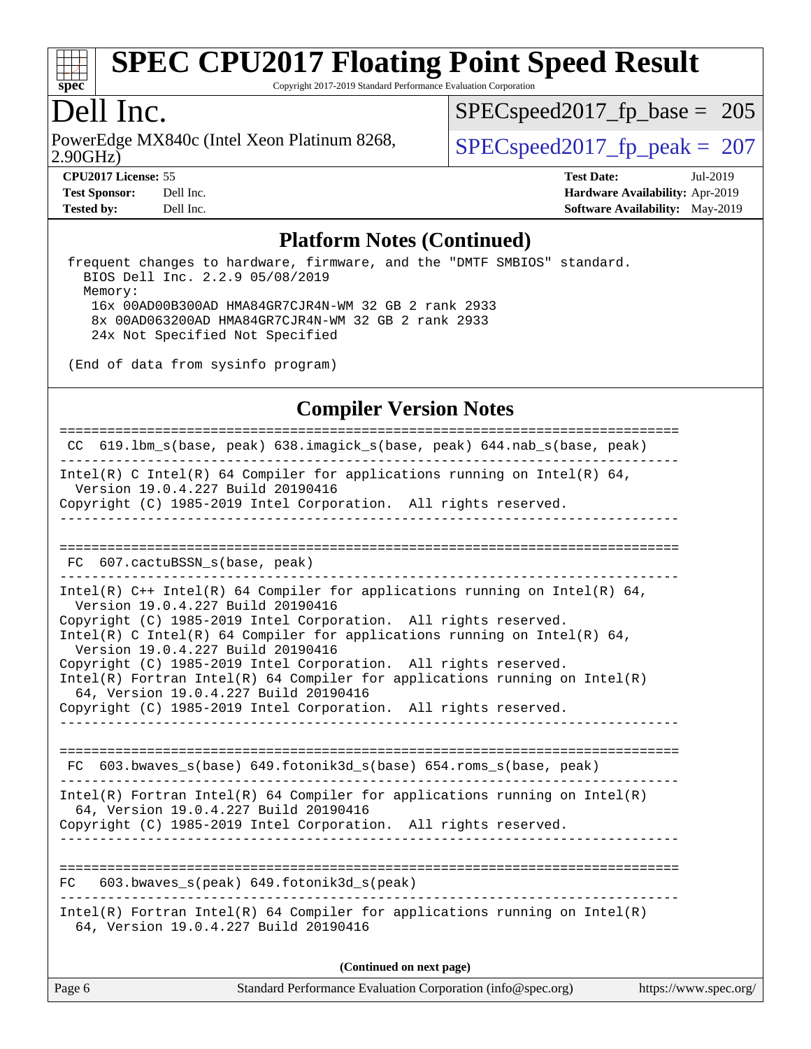## Platform Notes (Continued)

```
frequent changes to hardware, firmware, and the "DMTF SMBIOS" standard.
  BIOS Dell Inc. 2.2.9 05/08/2019
  Memory:
   16x 00AD00B300AD HMA84GR7CJR4N-WM 32 GB 2 rank 2933
   8x 00AD063200AD HMA84GR7CJR4N-WM 32 GB 2 rank 2933
   24x Not Specified Not Specified

(End of data from sysinfo program)
```

## Compiler Version Notes

```
==============================================================================
 CC  619.lbm_s(base, peak) 638.imagick_s(base, peak) 644.nab_s(base, peak)
------------------------------------------------------------------------------
Intel(R) C Intel(R) 64 Compiler for applications running on Intel(R) 64,
  Version 19.0.4.227 Build 20190416
Copyright (C) 1985-2019 Intel Corporation.  All rights reserved.
------------------------------------------------------------------------------

==============================================================================
 FC  607.cactuBSSN_s(base, peak)
------------------------------------------------------------------------------
Intel(R) C++ Intel(R) 64 Compiler for applications running on Intel(R) 64,
  Version 19.0.4.227 Build 20190416
Copyright (C) 1985-2019 Intel Corporation.  All rights reserved.
Intel(R) C Intel(R) 64 Compiler for applications running on Intel(R) 64,
  Version 19.0.4.227 Build 20190416
Copyright (C) 1985-2019 Intel Corporation.  All rights reserved.
Intel(R) Fortran Intel(R) 64 Compiler for applications running on Intel(R)
  64, Version 19.0.4.227 Build 20190416
Copyright (C) 1985-2019 Intel Corporation.  All rights reserved.
------------------------------------------------------------------------------

==============================================================================
 FC  603.bwaves_s(base) 649.fotonik3d_s(base) 654.roms_s(base, peak)
------------------------------------------------------------------------------
Intel(R) Fortran Intel(R) 64 Compiler for applications running on Intel(R)
  64, Version 19.0.4.227 Build 20190416
Copyright (C) 1985-2019 Intel Corporation.  All rights reserved.
------------------------------------------------------------------------------

==============================================================================
FC   603.bwaves_s(peak) 649.fotonik3d_s(peak)
------------------------------------------------------------------------------
Intel(R) Fortran Intel(R) 64 Compiler for applications running on Intel(R)
  64, Version 19.0.4.227 Build 20190416
```

(Continued on next page)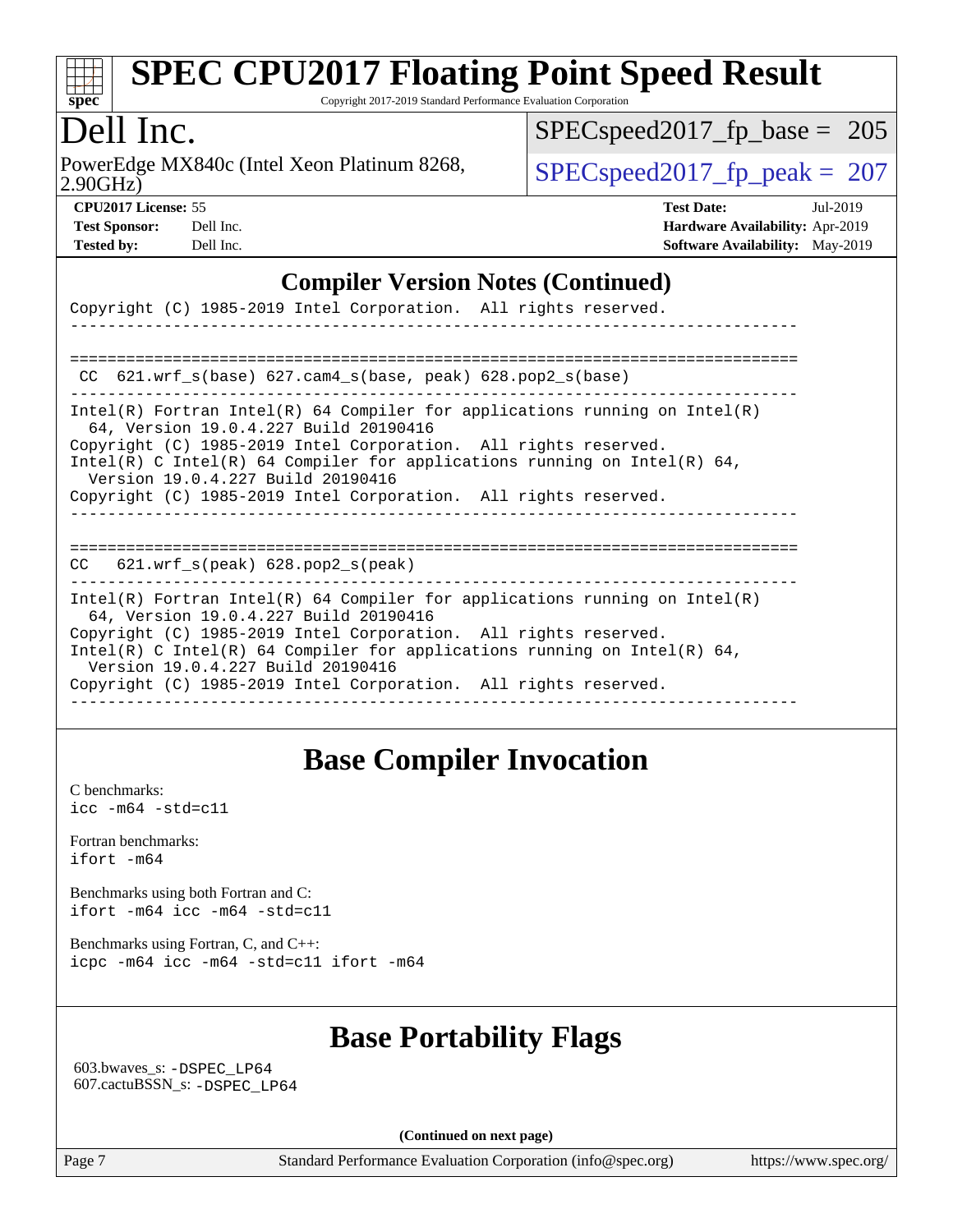## Compiler Version Notes (Continued)

```
Copyright (C) 1985-2019 Intel Corporation.  All rights reserved.
------------------------------------------------------------------------------

==============================================================================
 CC  621.wrf_s(base) 627.cam4_s(base, peak) 628.pop2_s(base)
------------------------------------------------------------------------------
Intel(R) Fortran Intel(R) 64 Compiler for applications running on Intel(R)
  64, Version 19.0.4.227 Build 20190416
Copyright (C) 1985-2019 Intel Corporation.  All rights reserved.
Intel(R) C Intel(R) 64 Compiler for applications running on Intel(R) 64,
  Version 19.0.4.227 Build 20190416
Copyright (C) 1985-2019 Intel Corporation.  All rights reserved.
------------------------------------------------------------------------------

==============================================================================
CC   621.wrf_s(peak) 628.pop2_s(peak)
------------------------------------------------------------------------------
Intel(R) Fortran Intel(R) 64 Compiler for applications running on Intel(R)
  64, Version 19.0.4.227 Build 20190416
Copyright (C) 1985-2019 Intel Corporation.  All rights reserved.
Intel(R) C Intel(R) 64 Compiler for applications running on Intel(R) 64,
  Version 19.0.4.227 Build 20190416
Copyright (C) 1985-2019 Intel Corporation.  All rights reserved.
------------------------------------------------------------------------------
```

## Base Compiler Invocation

C benchmarks:
`icc -m64 -std=c11`

Fortran benchmarks:
`ifort -m64`

Benchmarks using both Fortran and C:
`ifort -m64 icc -m64 -std=c11`

Benchmarks using Fortran, C, and C++:
`icpc -m64 icc -m64 -std=c11 ifort -m64`

## Base Portability Flags

603.bwaves_s: `-DSPEC_LP64`
607.cactuBSSN_s: `-DSPEC_LP64`

**(Continued on next page)**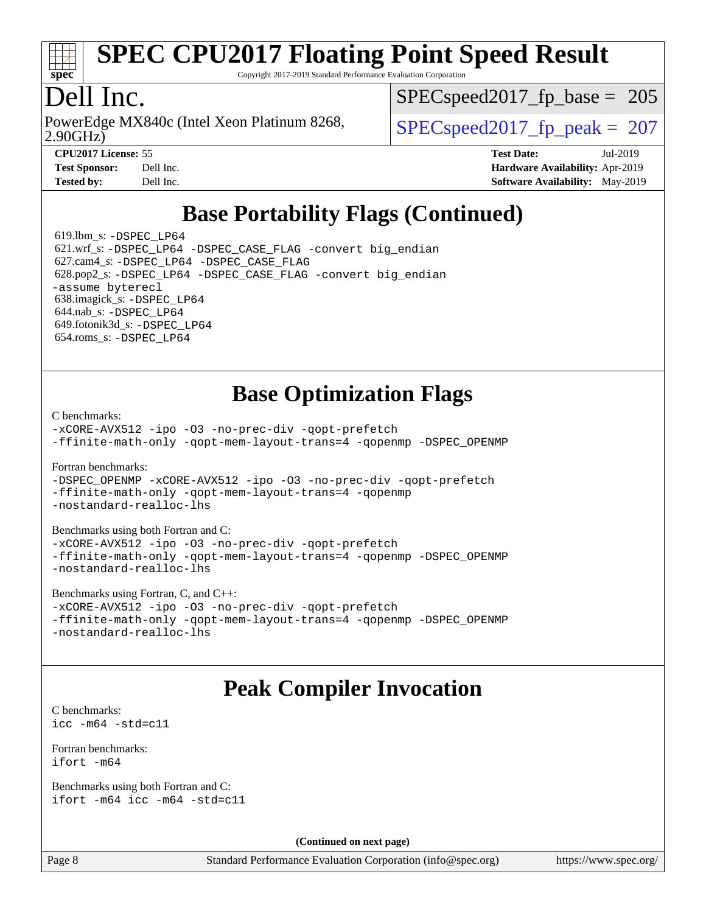# Base Portability Flags (Continued)

619.lbm_s: -DSPEC_LP64
621.wrf_s: -DSPEC_LP64 -DSPEC_CASE_FLAG -convert big_endian
627.cam4_s: -DSPEC_LP64 -DSPEC_CASE_FLAG
628.pop2_s: -DSPEC_LP64 -DSPEC_CASE_FLAG -convert big_endian -assume byterecl
638.imagick_s: -DSPEC_LP64
644.nab_s: -DSPEC_LP64
649.fotonik3d_s: -DSPEC_LP64
654.roms_s: -DSPEC_LP64

# Base Optimization Flags

C benchmarks:
-xCORE-AVX512 -ipo -O3 -no-prec-div -qopt-prefetch -ffinite-math-only -qopt-mem-layout-trans=4 -qopenmp -DSPEC_OPENMP

Fortran benchmarks:
-DSPEC_OPENMP -xCORE-AVX512 -ipo -O3 -no-prec-div -qopt-prefetch -ffinite-math-only -qopt-mem-layout-trans=4 -qopenmp -nostandard-realloc-lhs

Benchmarks using both Fortran and C:
-xCORE-AVX512 -ipo -O3 -no-prec-div -qopt-prefetch -ffinite-math-only -qopt-mem-layout-trans=4 -qopenmp -DSPEC_OPENMP -nostandard-realloc-lhs

Benchmarks using Fortran, C, and C++:
-xCORE-AVX512 -ipo -O3 -no-prec-div -qopt-prefetch -ffinite-math-only -qopt-mem-layout-trans=4 -qopenmp -DSPEC_OPENMP -nostandard-realloc-lhs

# Peak Compiler Invocation

C benchmarks:
icc -m64 -std=c11

Fortran benchmarks:
ifort -m64

Benchmarks using both Fortran and C:
ifort -m64 icc -m64 -std=c11

**(Continued on next page)**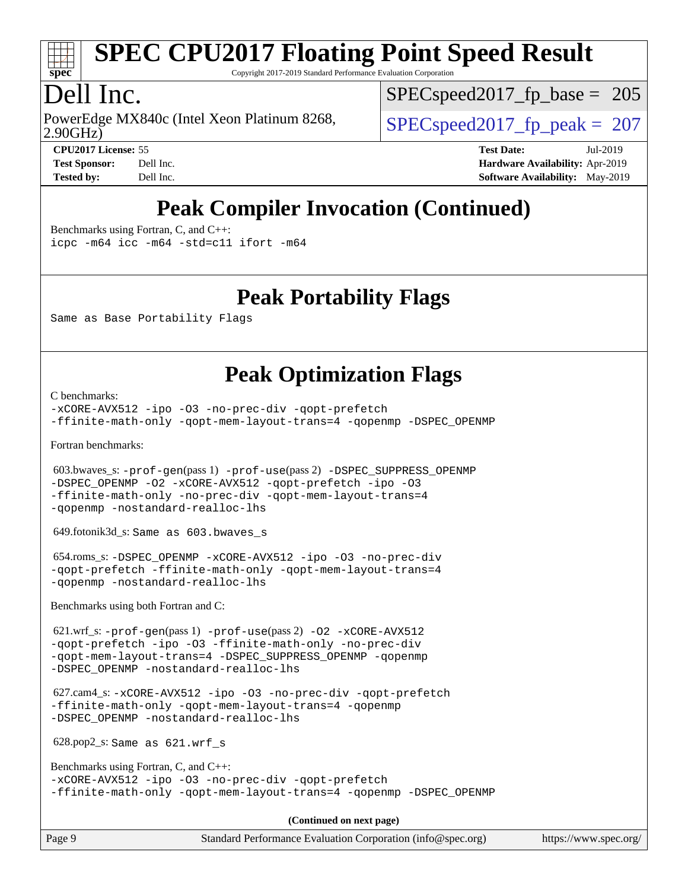# Peak Compiler Invocation (Continued)

Benchmarks using Fortran, C, and C++:

```
icpc -m64 icc -m64 -std=c11 ifort -m64
```

# Peak Portability Flags

Same as Base Portability Flags

# Peak Optimization Flags

C benchmarks:

```
-xCORE-AVX512 -ipo -O3 -no-prec-div -qopt-prefetch
-ffinite-math-only -qopt-mem-layout-trans=4 -qopenmp -DSPEC_OPENMP
```

Fortran benchmarks:

603.bwaves_s: `-prof-gen`(pass 1) `-prof-use`(pass 2) `-DSPEC_SUPPRESS_OPENMP -DSPEC_OPENMP -O2 -xCORE-AVX512 -qopt-prefetch -ipo -O3 -ffinite-math-only -no-prec-div -qopt-mem-layout-trans=4 -qopenmp -nostandard-realloc-lhs`

649.fotonik3d_s: Same as 603.bwaves_s

654.roms_s: `-DSPEC_OPENMP -xCORE-AVX512 -ipo -O3 -no-prec-div -qopt-prefetch -ffinite-math-only -qopt-mem-layout-trans=4 -qopenmp -nostandard-realloc-lhs`

Benchmarks using both Fortran and C:

621.wrf_s: `-prof-gen`(pass 1) `-prof-use`(pass 2) `-O2 -xCORE-AVX512 -qopt-prefetch -ipo -O3 -ffinite-math-only -no-prec-div -qopt-mem-layout-trans=4 -DSPEC_SUPPRESS_OPENMP -qopenmp -DSPEC_OPENMP -nostandard-realloc-lhs`

627.cam4_s: `-xCORE-AVX512 -ipo -O3 -no-prec-div -qopt-prefetch -ffinite-math-only -qopt-mem-layout-trans=4 -qopenmp -DSPEC_OPENMP -nostandard-realloc-lhs`

628.pop2_s: Same as 621.wrf_s

Benchmarks using Fortran, C, and C++:

```
-xCORE-AVX512 -ipo -O3 -no-prec-div -qopt-prefetch
-ffinite-math-only -qopt-mem-layout-trans=4 -qopenmp -DSPEC_OPENMP
```

**(Continued on next page)**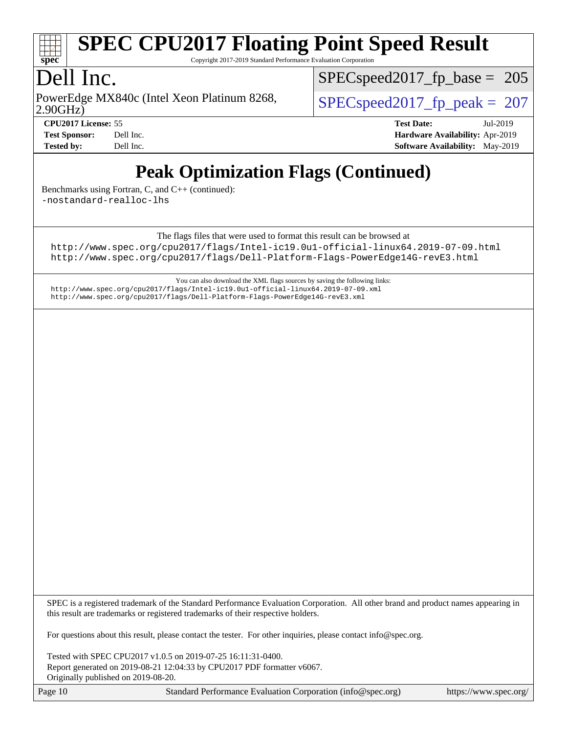# SPEC CPU2017 Floating Point Speed Result

Copyright 2017-2019 Standard Performance Evaluation Corporation

## Dell Inc.

PowerEdge MX840c (Intel Xeon Platinum 8268, 2.90GHz)

SPECspeed2017_fp_base = 205

SPECspeed2017_fp_peak = 207

**CPU2017 License:** 55
**Test Sponsor:** Dell Inc.
**Tested by:** Dell Inc.

**Test Date:** Jul-2019
**Hardware Availability:** Apr-2019
**Software Availability:** May-2019

## Peak Optimization Flags (Continued)

Benchmarks using Fortran, C, and C++ (continued):
-nostandard-realloc-lhs

The flags files that were used to format this result can be browsed at
http://www.spec.org/cpu2017/flags/Intel-ic19.0u1-official-linux64.2019-07-09.html
http://www.spec.org/cpu2017/flags/Dell-Platform-Flags-PowerEdge14G-revE3.html

You can also download the XML flags sources by saving the following links:
http://www.spec.org/cpu2017/flags/Intel-ic19.0u1-official-linux64.2019-07-09.xml
http://www.spec.org/cpu2017/flags/Dell-Platform-Flags-PowerEdge14G-revE3.xml

SPEC is a registered trademark of the Standard Performance Evaluation Corporation. All other brand and product names appearing in this result are trademarks or registered trademarks of their respective holders.

For questions about this result, please contact the tester. For other inquiries, please contact info@spec.org.

Tested with SPEC CPU2017 v1.0.5 on 2019-07-25 16:11:31-0400.
Report generated on 2019-08-21 12:04:33 by CPU2017 PDF formatter v6067.
Originally published on 2019-08-20.